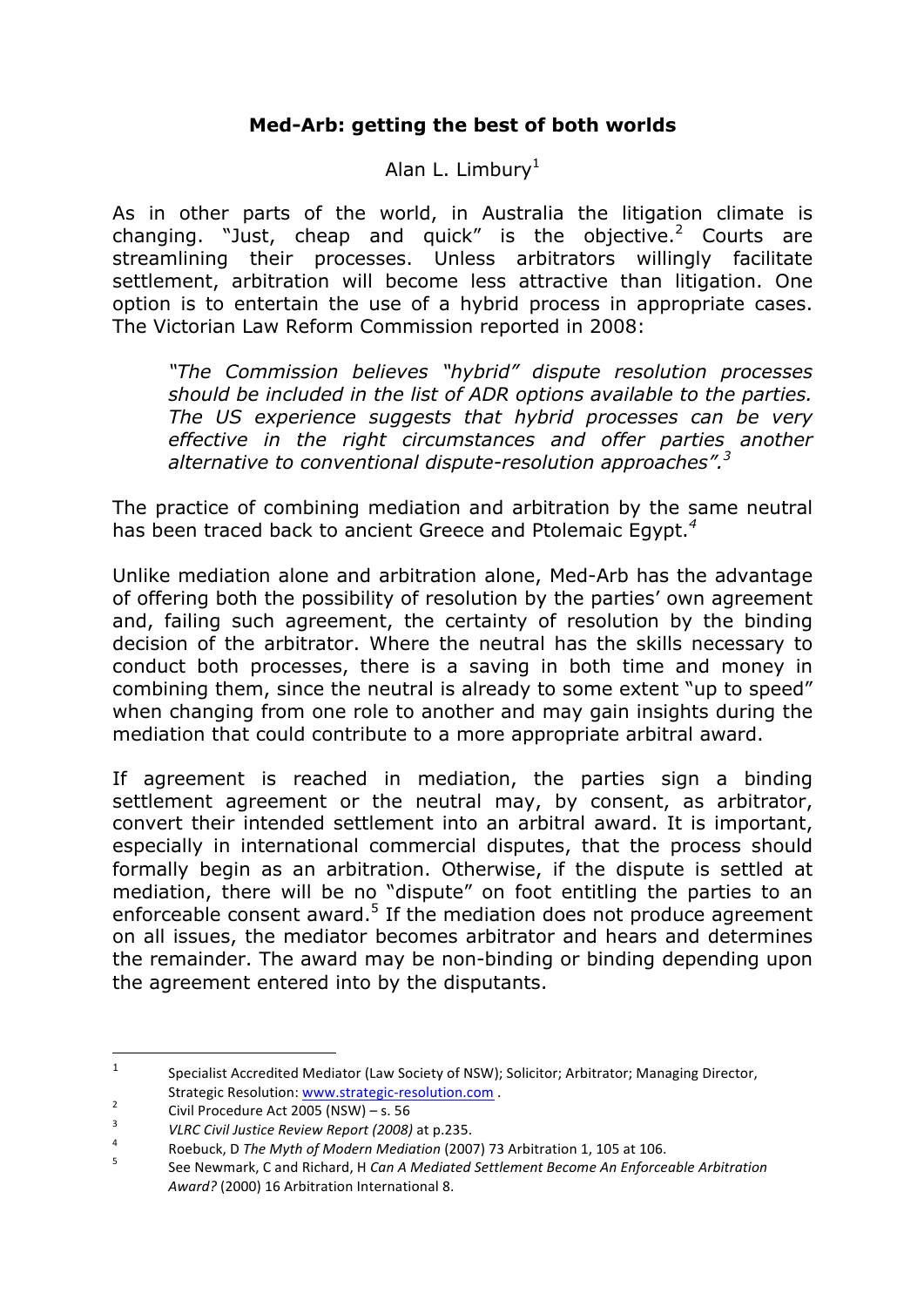# Med-Arb: getting the best of both worlds

Alan L. Limbury[1]

As in other parts of the world, in Australia the litigation climate is changing. "Just, cheap and quick" is the objective.[2] Courts are streamlining their processes. Unless arbitrators willingly facilitate settlement, arbitration will become less attractive than litigation. One option is to entertain the use of a hybrid process in appropriate cases. The Victorian Law Reform Commission reported in 2008:

> *"The Commission believes "hybrid" dispute resolution processes should be included in the list of ADR options available to the parties. The US experience suggests that hybrid processes can be very effective in the right circumstances and offer parties another alternative to conventional dispute-resolution approaches".[3]*

The practice of combining mediation and arbitration by the same neutral has been traced back to ancient Greece and Ptolemaic Egypt.[4]

Unlike mediation alone and arbitration alone, Med-Arb has the advantage of offering both the possibility of resolution by the parties' own agreement and, failing such agreement, the certainty of resolution by the binding decision of the arbitrator. Where the neutral has the skills necessary to conduct both processes, there is a saving in both time and money in combining them, since the neutral is already to some extent "up to speed" when changing from one role to another and may gain insights during the mediation that could contribute to a more appropriate arbitral award.

If agreement is reached in mediation, the parties sign a binding settlement agreement or the neutral may, by consent, as arbitrator, convert their intended settlement into an arbitral award. It is important, especially in international commercial disputes, that the process should formally begin as an arbitration. Otherwise, if the dispute is settled at mediation, there will be no "dispute" on foot entitling the parties to an enforceable consent award.[5] If the mediation does not produce agreement on all issues, the mediator becomes arbitrator and hears and determines the remainder. The award may be non-binding or binding depending upon the agreement entered into by the disputants.

---

[1] Specialist Accredited Mediator (Law Society of NSW); Solicitor; Arbitrator; Managing Director, Strategic Resolution: www.strategic-resolution.com .

[2] Civil Procedure Act 2005 (NSW) – s. 56

[3] *VLRC Civil Justice Review Report (2008)* at p.235.

[4] Roebuck, D *The Myth of Modern Mediation* (2007) 73 Arbitration 1, 105 at 106.

[5] See Newmark, C and Richard, H *Can A Mediated Settlement Become An Enforceable Arbitration Award?* (2000) 16 Arbitration International 8.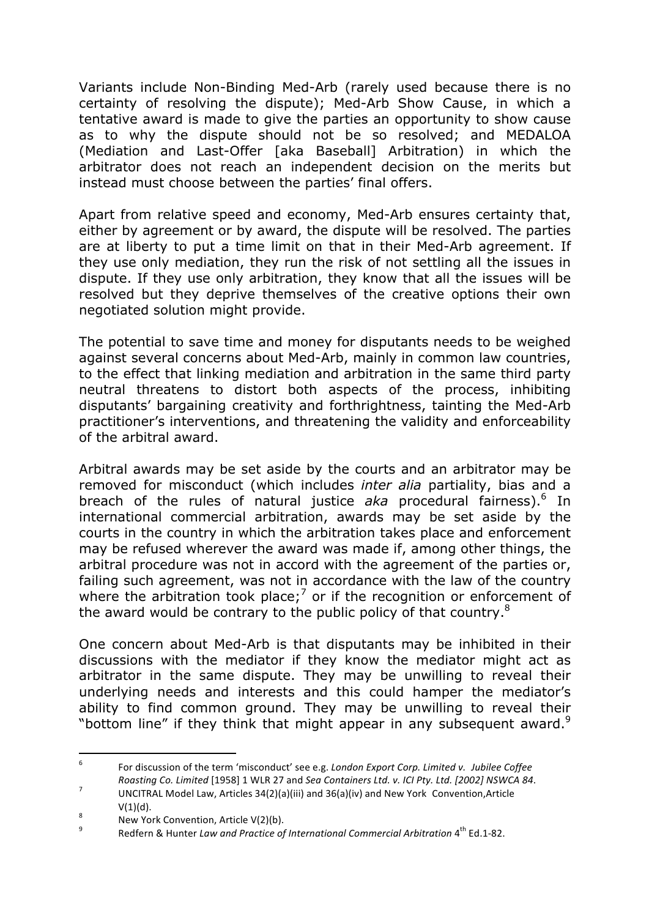Variants include Non-Binding Med-Arb (rarely used because there is no certainty of resolving the dispute); Med-Arb Show Cause, in which a tentative award is made to give the parties an opportunity to show cause as to why the dispute should not be so resolved; and MEDALOA (Mediation and Last-Offer [aka Baseball] Arbitration) in which the arbitrator does not reach an independent decision on the merits but instead must choose between the parties' final offers.

Apart from relative speed and economy, Med-Arb ensures certainty that, either by agreement or by award, the dispute will be resolved. The parties are at liberty to put a time limit on that in their Med-Arb agreement. If they use only mediation, they run the risk of not settling all the issues in dispute. If they use only arbitration, they know that all the issues will be resolved but they deprive themselves of the creative options their own negotiated solution might provide.

The potential to save time and money for disputants needs to be weighed against several concerns about Med-Arb, mainly in common law countries, to the effect that linking mediation and arbitration in the same third party neutral threatens to distort both aspects of the process, inhibiting disputants' bargaining creativity and forthrightness, tainting the Med-Arb practitioner's interventions, and threatening the validity and enforceability of the arbitral award.

Arbitral awards may be set aside by the courts and an arbitrator may be removed for misconduct (which includes *inter alia* partiality, bias and a breach of the rules of natural justice *aka* procedural fairness).[6] In international commercial arbitration, awards may be set aside by the courts in the country in which the arbitration takes place and enforcement may be refused wherever the award was made if, among other things, the arbitral procedure was not in accord with the agreement of the parties or, failing such agreement, was not in accordance with the law of the country where the arbitration took place;[7] or if the recognition or enforcement of the award would be contrary to the public policy of that country.[8]

One concern about Med-Arb is that disputants may be inhibited in their discussions with the mediator if they know the mediator might act as arbitrator in the same dispute. They may be unwilling to reveal their underlying needs and interests and this could hamper the mediator's ability to find common ground. They may be unwilling to reveal their "bottom line" if they think that might appear in any subsequent award.[9]

---

[6] For discussion of the term 'misconduct' see e.g. *London Export Corp. Limited v. Jubilee Coffee Roasting Co. Limited* [1958] 1 WLR 27 and *Sea Containers Ltd. v. ICI Pty. Ltd. [2002] NSWCA 84*.

[7] UNCITRAL Model Law, Articles 34(2)(a)(iii) and 36(a)(iv) and New York Convention,Article V(1)(d).

[8] New York Convention, Article V(2)(b).

[9] Redfern & Hunter *Law and Practice of International Commercial Arbitration* 4th Ed.1-82.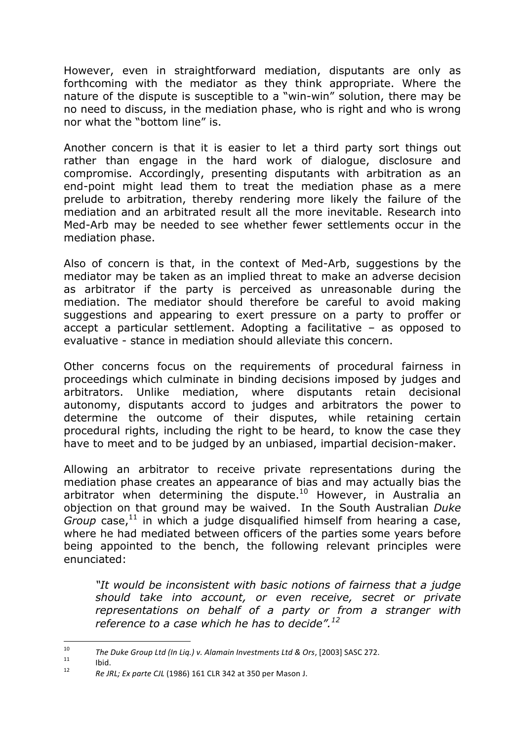However, even in straightforward mediation, disputants are only as forthcoming with the mediator as they think appropriate. Where the nature of the dispute is susceptible to a "win-win" solution, there may be no need to discuss, in the mediation phase, who is right and who is wrong nor what the "bottom line" is.

Another concern is that it is easier to let a third party sort things out rather than engage in the hard work of dialogue, disclosure and compromise. Accordingly, presenting disputants with arbitration as an end-point might lead them to treat the mediation phase as a mere prelude to arbitration, thereby rendering more likely the failure of the mediation and an arbitrated result all the more inevitable. Research into Med-Arb may be needed to see whether fewer settlements occur in the mediation phase.

Also of concern is that, in the context of Med-Arb, suggestions by the mediator may be taken as an implied threat to make an adverse decision as arbitrator if the party is perceived as unreasonable during the mediation. The mediator should therefore be careful to avoid making suggestions and appearing to exert pressure on a party to proffer or accept a particular settlement. Adopting a facilitative – as opposed to evaluative - stance in mediation should alleviate this concern.

Other concerns focus on the requirements of procedural fairness in proceedings which culminate in binding decisions imposed by judges and arbitrators. Unlike mediation, where disputants retain decisional autonomy, disputants accord to judges and arbitrators the power to determine the outcome of their disputes, while retaining certain procedural rights, including the right to be heard, to know the case they have to meet and to be judged by an unbiased, impartial decision-maker.

Allowing an arbitrator to receive private representations during the mediation phase creates an appearance of bias and may actually bias the arbitrator when determining the dispute.[10] However, in Australia an objection on that ground may be waived. In the South Australian *Duke Group* case,[11] in which a judge disqualified himself from hearing a case, where he had mediated between officers of the parties some years before being appointed to the bench, the following relevant principles were enunciated:

> *"It would be inconsistent with basic notions of fairness that a judge should take into account, or even receive, secret or private representations on behalf of a party or from a stranger with reference to a case which he has to decide".*[12]

---

[10] *The Duke Group Ltd (In Liq.) v. Alamain Investments Ltd & Ors*, [2003] SASC 272.

[11] Ibid.

[12] *Re JRL; Ex parte CJL* (1986) 161 CLR 342 at 350 per Mason J.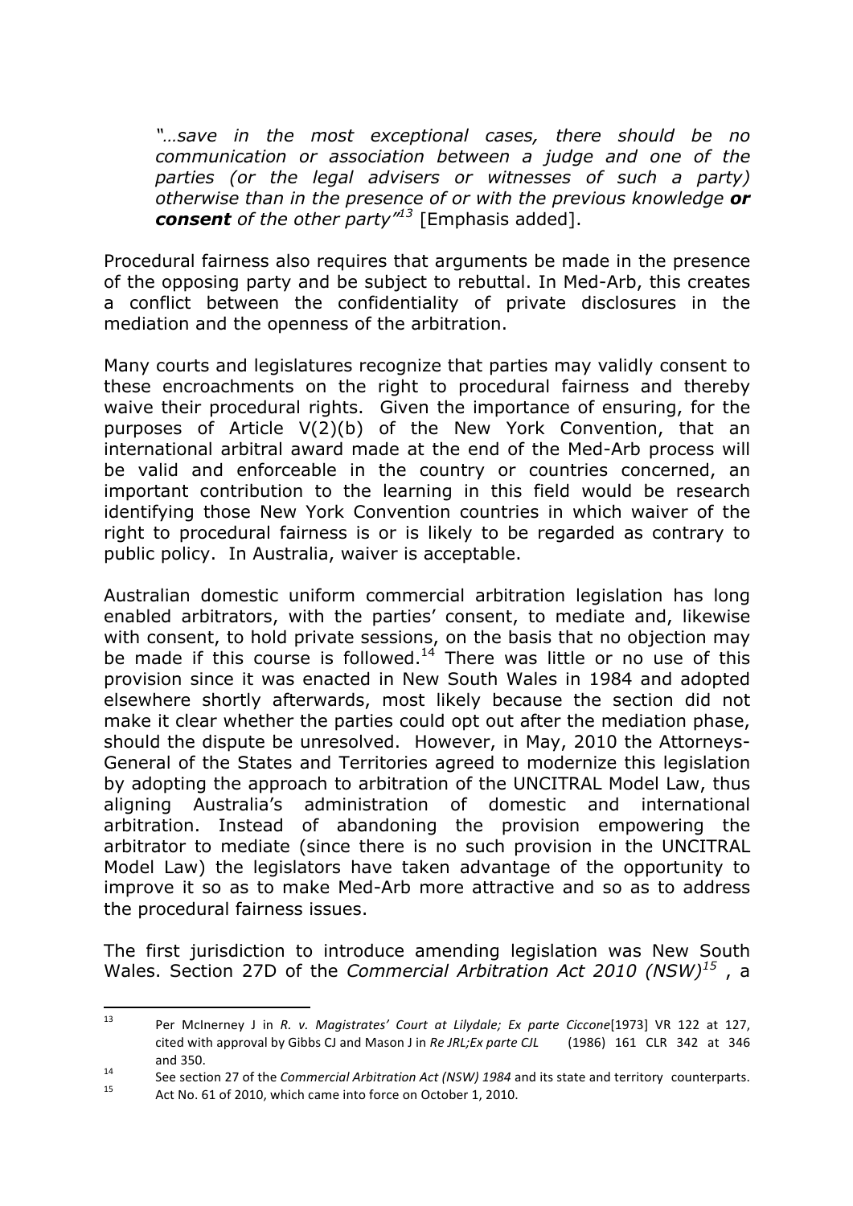> *"…save in the most exceptional cases, there should be no communication or association between a judge and one of the parties (or the legal advisers or witnesses of such a party) otherwise than in the presence of or with the previous knowledge* ***or consent*** *of the other party"*[13] [Emphasis added].

Procedural fairness also requires that arguments be made in the presence of the opposing party and be subject to rebuttal. In Med-Arb, this creates a conflict between the confidentiality of private disclosures in the mediation and the openness of the arbitration.

Many courts and legislatures recognize that parties may validly consent to these encroachments on the right to procedural fairness and thereby waive their procedural rights. Given the importance of ensuring, for the purposes of Article V(2)(b) of the New York Convention, that an international arbitral award made at the end of the Med-Arb process will be valid and enforceable in the country or countries concerned, an important contribution to the learning in this field would be research identifying those New York Convention countries in which waiver of the right to procedural fairness is or is likely to be regarded as contrary to public policy. In Australia, waiver is acceptable.

Australian domestic uniform commercial arbitration legislation has long enabled arbitrators, with the parties' consent, to mediate and, likewise with consent, to hold private sessions, on the basis that no objection may be made if this course is followed.[14] There was little or no use of this provision since it was enacted in New South Wales in 1984 and adopted elsewhere shortly afterwards, most likely because the section did not make it clear whether the parties could opt out after the mediation phase, should the dispute be unresolved. However, in May, 2010 the Attorneys-General of the States and Territories agreed to modernize this legislation by adopting the approach to arbitration of the UNCITRAL Model Law, thus aligning Australia's administration of domestic and international arbitration. Instead of abandoning the provision empowering the arbitrator to mediate (since there is no such provision in the UNCITRAL Model Law) the legislators have taken advantage of the opportunity to improve it so as to make Med-Arb more attractive and so as to address the procedural fairness issues.

The first jurisdiction to introduce amending legislation was New South Wales. Section 27D of the *Commercial Arbitration Act 2010 (NSW)*[15] , a

---

[13] Per McInerney J in *R. v. Magistrates' Court at Lilydale; Ex parte Ciccone*[1973] VR 122 at 127, cited with approval by Gibbs CJ and Mason J in *Re JRL;Ex parte CJL* (1986) 161 CLR 342 at 346 and 350.

[14] See section 27 of the *Commercial Arbitration Act (NSW) 1984* and its state and territory counterparts.

[15] Act No. 61 of 2010, which came into force on October 1, 2010.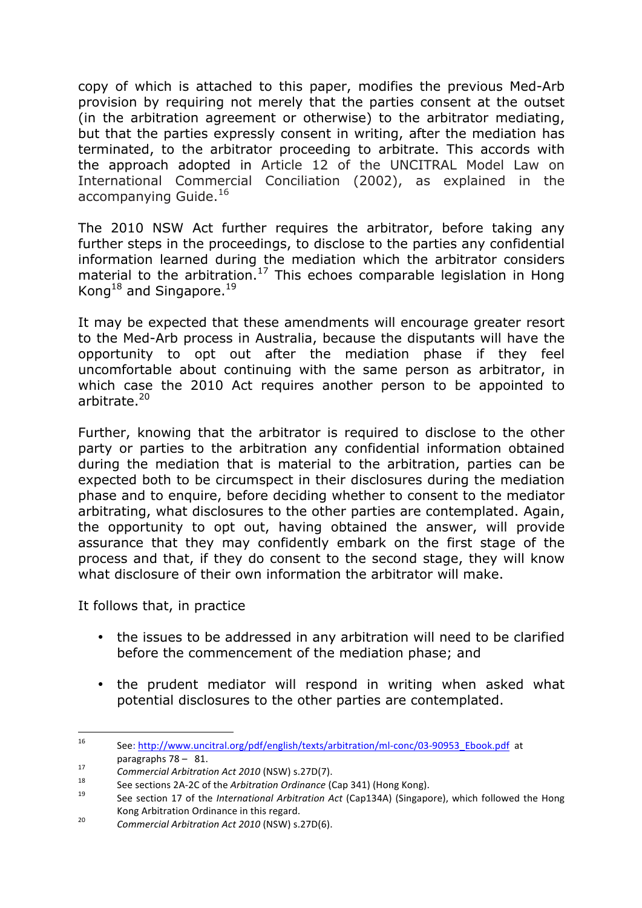copy of which is attached to this paper, modifies the previous Med-Arb provision by requiring not merely that the parties consent at the outset (in the arbitration agreement or otherwise) to the arbitrator mediating, but that the parties expressly consent in writing, after the mediation has terminated, to the arbitrator proceeding to arbitrate. This accords with the approach adopted in Article 12 of the UNCITRAL Model Law on International Commercial Conciliation (2002), as explained in the accompanying Guide.[16]

The 2010 NSW Act further requires the arbitrator, before taking any further steps in the proceedings, to disclose to the parties any confidential information learned during the mediation which the arbitrator considers material to the arbitration.[17] This echoes comparable legislation in Hong Kong[18] and Singapore.[19]

It may be expected that these amendments will encourage greater resort to the Med-Arb process in Australia, because the disputants will have the opportunity to opt out after the mediation phase if they feel uncomfortable about continuing with the same person as arbitrator, in which case the 2010 Act requires another person to be appointed to arbitrate.[20]

Further, knowing that the arbitrator is required to disclose to the other party or parties to the arbitration any confidential information obtained during the mediation that is material to the arbitration, parties can be expected both to be circumspect in their disclosures during the mediation phase and to enquire, before deciding whether to consent to the mediator arbitrating, what disclosures to the other parties are contemplated. Again, the opportunity to opt out, having obtained the answer, will provide assurance that they may confidently embark on the first stage of the process and that, if they do consent to the second stage, they will know what disclosure of their own information the arbitrator will make.

It follows that, in practice

- the issues to be addressed in any arbitration will need to be clarified before the commencement of the mediation phase; and
- the prudent mediator will respond in writing when asked what potential disclosures to the other parties are contemplated.

---

[16] See: http://www.uncitral.org/pdf/english/texts/arbitration/ml-conc/03-90953_Ebook.pdf at paragraphs 78 – 81.

[17] *Commercial Arbitration Act 2010* (NSW) s.27D(7).

[18] See sections 2A-2C of the *Arbitration Ordinance* (Cap 341) (Hong Kong).

[19] See section 17 of the *International Arbitration Act* (Cap134A) (Singapore), which followed the Hong Kong Arbitration Ordinance in this regard.

[20] *Commercial Arbitration Act 2010* (NSW) s.27D(6).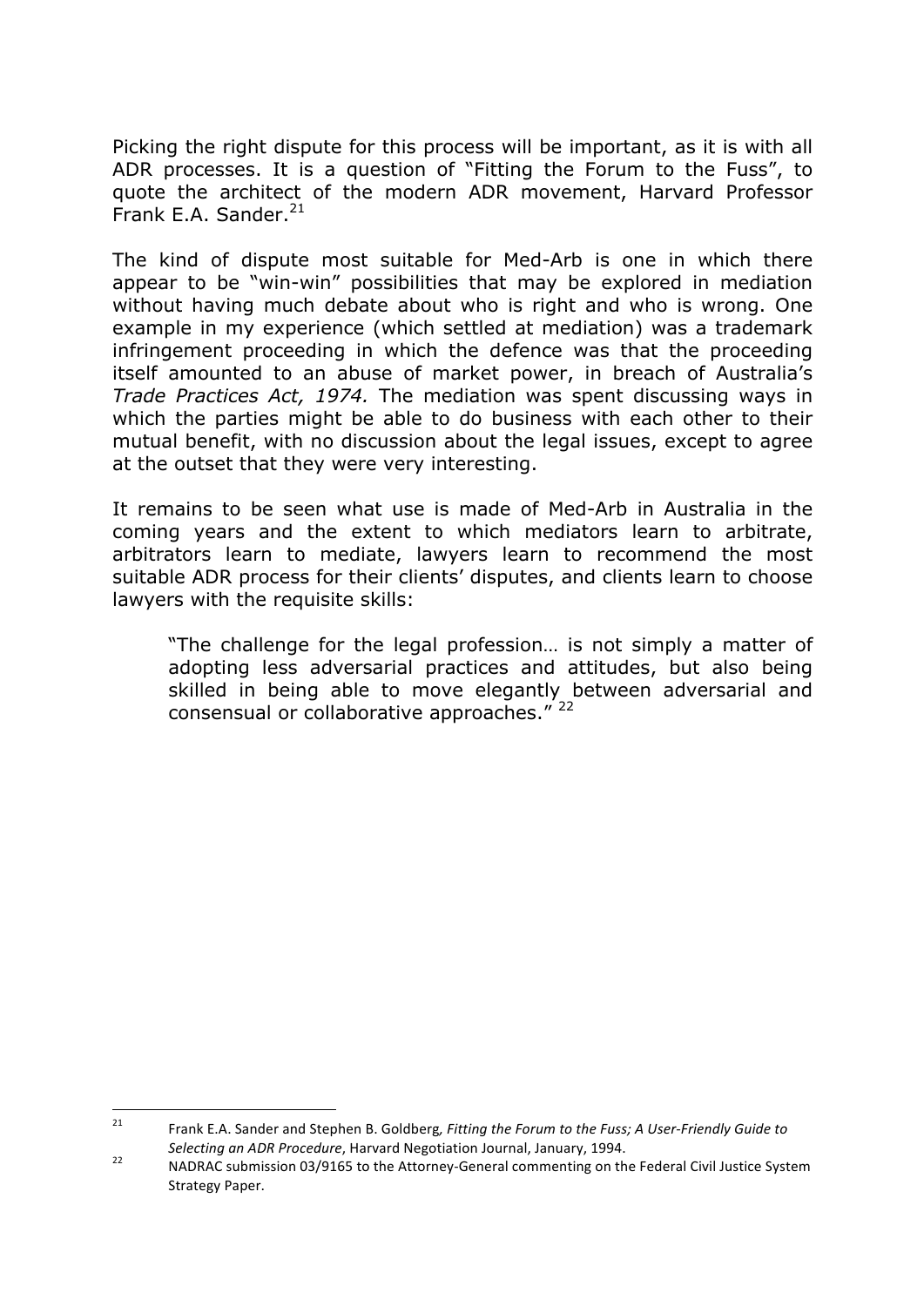Picking the right dispute for this process will be important, as it is with all ADR processes. It is a question of "Fitting the Forum to the Fuss", to quote the architect of the modern ADR movement, Harvard Professor Frank E.A. Sander.[21]

The kind of dispute most suitable for Med-Arb is one in which there appear to be "win-win" possibilities that may be explored in mediation without having much debate about who is right and who is wrong. One example in my experience (which settled at mediation) was a trademark infringement proceeding in which the defence was that the proceeding itself amounted to an abuse of market power, in breach of Australia's *Trade Practices Act, 1974.* The mediation was spent discussing ways in which the parties might be able to do business with each other to their mutual benefit, with no discussion about the legal issues, except to agree at the outset that they were very interesting.

It remains to be seen what use is made of Med-Arb in Australia in the coming years and the extent to which mediators learn to arbitrate, arbitrators learn to mediate, lawyers learn to recommend the most suitable ADR process for their clients' disputes, and clients learn to choose lawyers with the requisite skills:

> "The challenge for the legal profession… is not simply a matter of adopting less adversarial practices and attitudes, but also being skilled in being able to move elegantly between adversarial and consensual or collaborative approaches." [22]

---

[21] Frank E.A. Sander and Stephen B. Goldberg, *Fitting the Forum to the Fuss; A User-Friendly Guide to Selecting an ADR Procedure*, Harvard Negotiation Journal, January, 1994.

[22] NADRAC submission 03/9165 to the Attorney-General commenting on the Federal Civil Justice System Strategy Paper.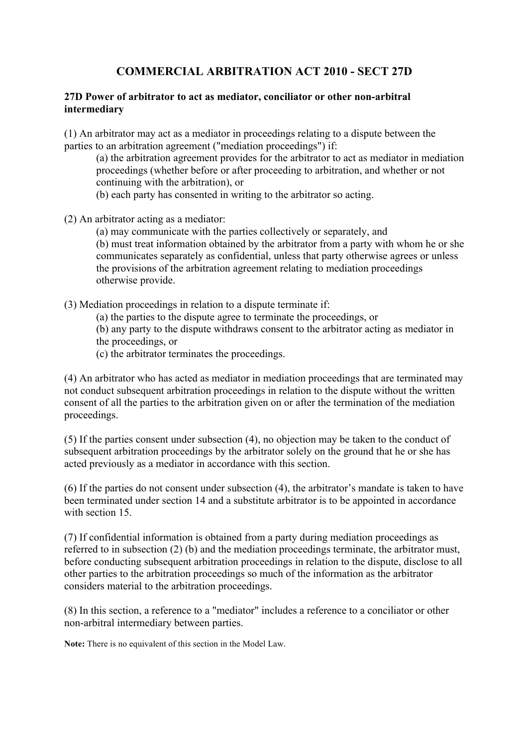# COMMERCIAL ARBITRATION ACT 2010 - SECT 27D

**27D Power of arbitrator to act as mediator, conciliator or other non-arbitral intermediary**

(1) An arbitrator may act as a mediator in proceedings relating to a dispute between the parties to an arbitration agreement ("mediation proceedings") if:

> (a) the arbitration agreement provides for the arbitrator to act as mediator in mediation proceedings (whether before or after proceeding to arbitration, and whether or not continuing with the arbitration), or
>
> (b) each party has consented in writing to the arbitrator so acting.

(2) An arbitrator acting as a mediator:

> (a) may communicate with the parties collectively or separately, and
>
> (b) must treat information obtained by the arbitrator from a party with whom he or she communicates separately as confidential, unless that party otherwise agrees or unless the provisions of the arbitration agreement relating to mediation proceedings otherwise provide.

(3) Mediation proceedings in relation to a dispute terminate if:

> (a) the parties to the dispute agree to terminate the proceedings, or
>
> (b) any party to the dispute withdraws consent to the arbitrator acting as mediator in the proceedings, or
>
> (c) the arbitrator terminates the proceedings.

(4) An arbitrator who has acted as mediator in mediation proceedings that are terminated may not conduct subsequent arbitration proceedings in relation to the dispute without the written consent of all the parties to the arbitration given on or after the termination of the mediation proceedings.

(5) If the parties consent under subsection (4), no objection may be taken to the conduct of subsequent arbitration proceedings by the arbitrator solely on the ground that he or she has acted previously as a mediator in accordance with this section.

(6) If the parties do not consent under subsection (4), the arbitrator's mandate is taken to have been terminated under section 14 and a substitute arbitrator is to be appointed in accordance with section 15.

(7) If confidential information is obtained from a party during mediation proceedings as referred to in subsection (2) (b) and the mediation proceedings terminate, the arbitrator must, before conducting subsequent arbitration proceedings in relation to the dispute, disclose to all other parties to the arbitration proceedings so much of the information as the arbitrator considers material to the arbitration proceedings.

(8) In this section, a reference to a "mediator" includes a reference to a conciliator or other non-arbitral intermediary between parties.

**Note:** There is no equivalent of this section in the Model Law.